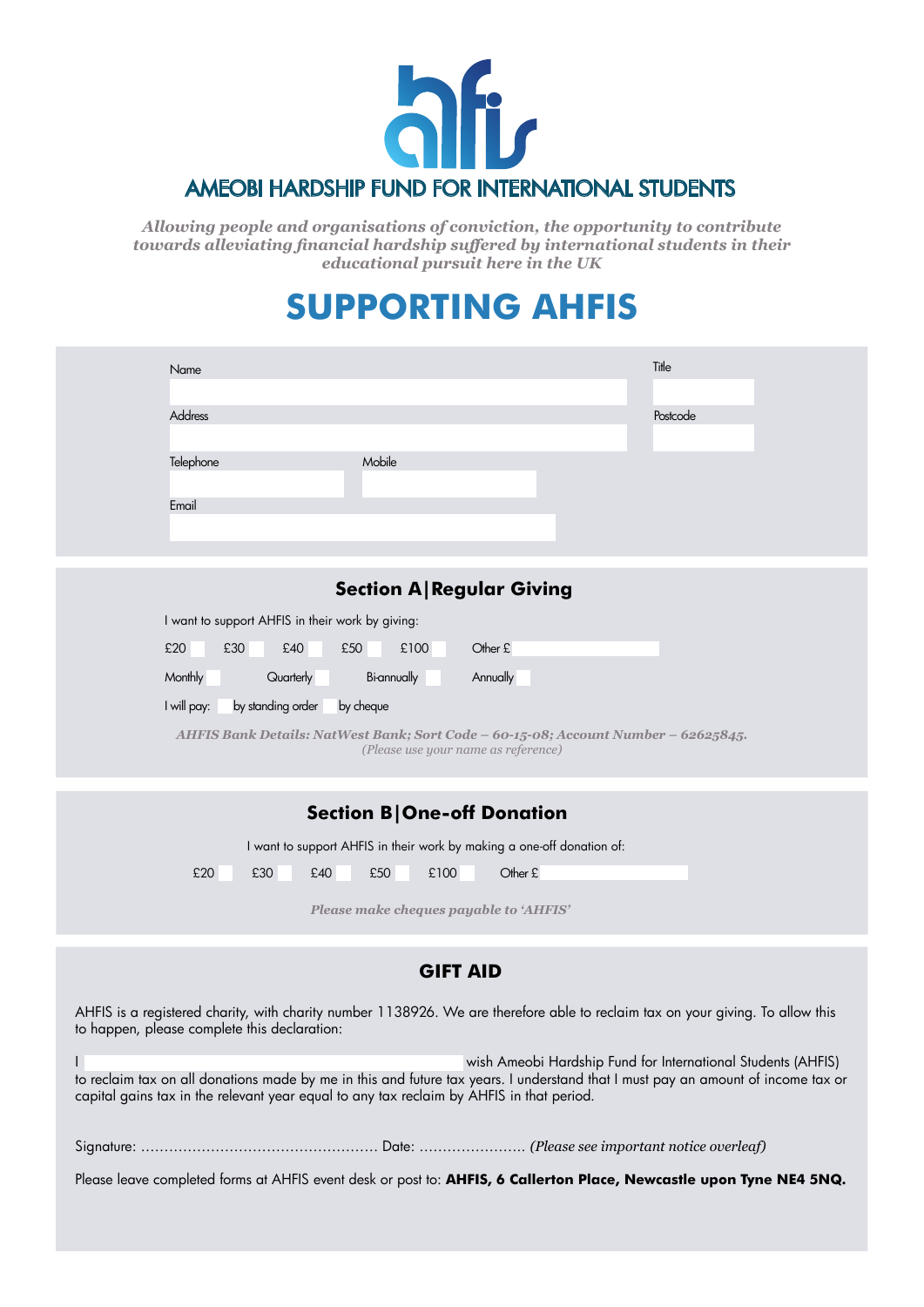# AMEOBI HARDSHIP FUND FOR INTERNATIONAL STUDENTS

*Allowing people and organisations of conviction, the opportunity to contribute towards alleviating financial hardship suffered by international students in their educational pursuit here in the UK*

# SUPPORTING AHFIS

Name

Title

Address

Postcode

Telephone

Mobile

Email

## Section A|Regular Giving

I want to support AHFIS in their work by giving:

£20 £30 £40 £50 £100 Other £

Monthly Quarterly Bi-annually Annually

I will pay: by standing order by cheque

*AHFIS Bank Details: NatWest Bank; Sort Code – 60-15-08; Account Number – 62625845.*
*(Please use your name as reference)*

## Section B|One-off Donation

I want to support AHFIS in their work by making a one-off donation of:

£20 £30 £40 £50 £100 Other £

*Please make cheques payable to 'AHFIS'*

## GIFT AID

AHFIS is a registered charity, with charity number 1138926. We are therefore able to reclaim tax on your giving. To allow this to happen, please complete this declaration:

I wish Ameobi Hardship Fund for International Students (AHFIS) to reclaim tax on all donations made by me in this and future tax years. I understand that I must pay an amount of income tax or capital gains tax in the relevant year equal to any tax reclaim by AHFIS in that period.

Signature: ……………………………………………. Date: ………………….. *(Please see important notice overleaf)*

Please leave completed forms at AHFIS event desk or post to: **AHFIS, 6 Callerton Place, Newcastle upon Tyne NE4 5NQ.**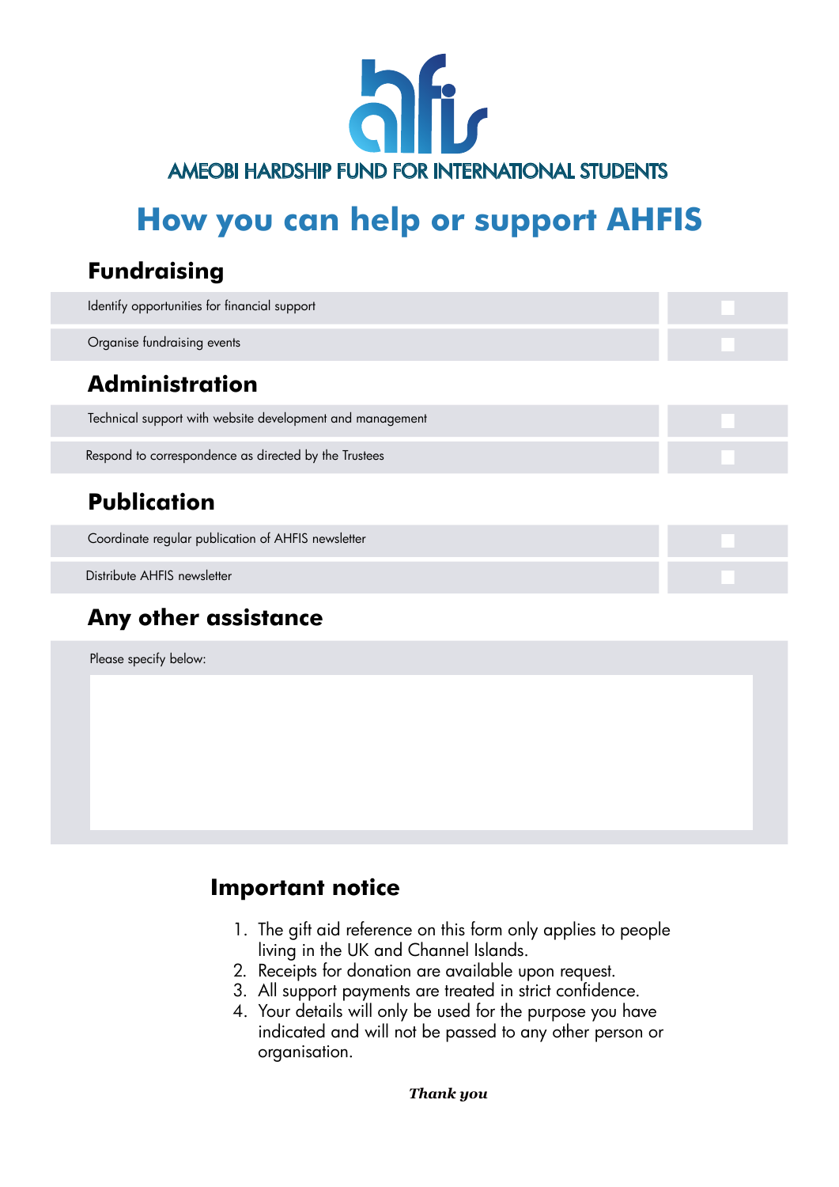AMEOBI HARDSHIP FUND FOR INTERNATIONAL STUDENTS

# How you can help or support AHFIS

## Fundraising

| | |
|---|---|
| Identify opportunities for financial support | ☐ |
| Organise fundraising events | ☐ |

## Administration

| | |
|---|---|
| Technical support with website development and management | ☐ |
| Respond to correspondence as directed by the Trustees | ☐ |

## Publication

| | |
|---|---|
| Coordinate regular publication of AHFIS newsletter | ☐ |
| Distribute AHFIS newsletter | ☐ |

## Any other assistance

Please specify below:

## Important notice

1. The gift aid reference on this form only applies to people living in the UK and Channel Islands.
2. Receipts for donation are available upon request.
3. All support payments are treated in strict confidence.
4. Your details will only be used for the purpose you have indicated and will not be passed to any other person or organisation.

***Thank you***